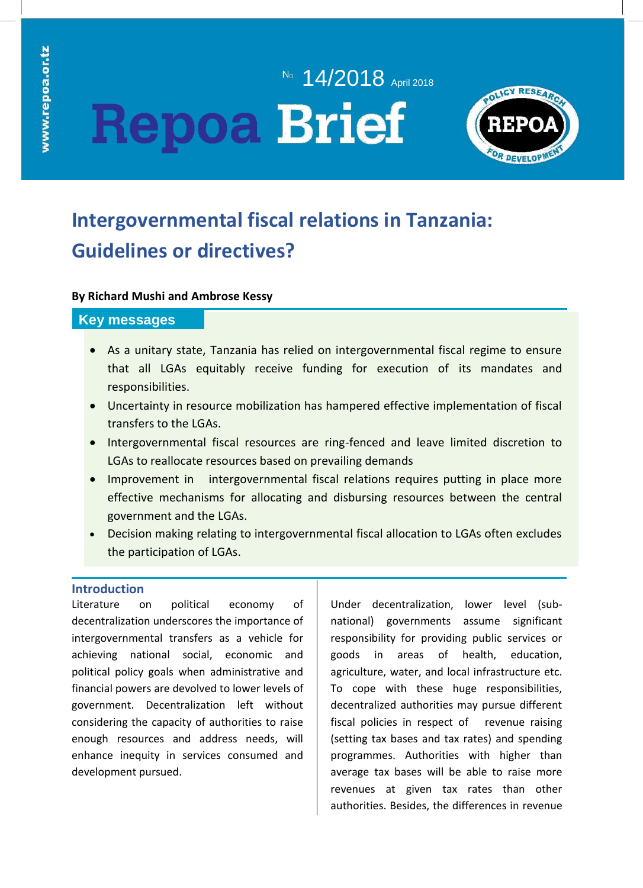www.repoa.or.tz

№ 14/2018 April 2018

# Repoa Brief

# Intergovernmental fiscal relations in Tanzania: Guidelines or directives?

**By Richard Mushi and Ambrose Kessy**

## Key messages

- As a unitary state, Tanzania has relied on intergovernmental fiscal regime to ensure that all LGAs equitably receive funding for execution of its mandates and responsibilities.
- Uncertainty in resource mobilization has hampered effective implementation of fiscal transfers to the LGAs.
- Intergovernmental fiscal resources are ring-fenced and leave limited discretion to LGAs to reallocate resources based on prevailing demands
- Improvement in intergovernmental fiscal relations requires putting in place more effective mechanisms for allocating and disbursing resources between the central government and the LGAs.
- Decision making relating to intergovernmental fiscal allocation to LGAs often excludes the participation of LGAs.

## Introduction

Literature on political economy of decentralization underscores the importance of intergovernmental transfers as a vehicle for achieving national social, economic and political policy goals when administrative and financial powers are devolved to lower levels of government. Decentralization left without considering the capacity of authorities to raise enough resources and address needs, will enhance inequity in services consumed and development pursued.

Under decentralization, lower level (sub-national) governments assume significant responsibility for providing public services or goods in areas of health, education, agriculture, water, and local infrastructure etc. To cope with these huge responsibilities, decentralized authorities may pursue different fiscal policies in respect of revenue raising (setting tax bases and tax rates) and spending programmes. Authorities with higher than average tax bases will be able to raise more revenues at given tax rates than other authorities. Besides, the differences in revenue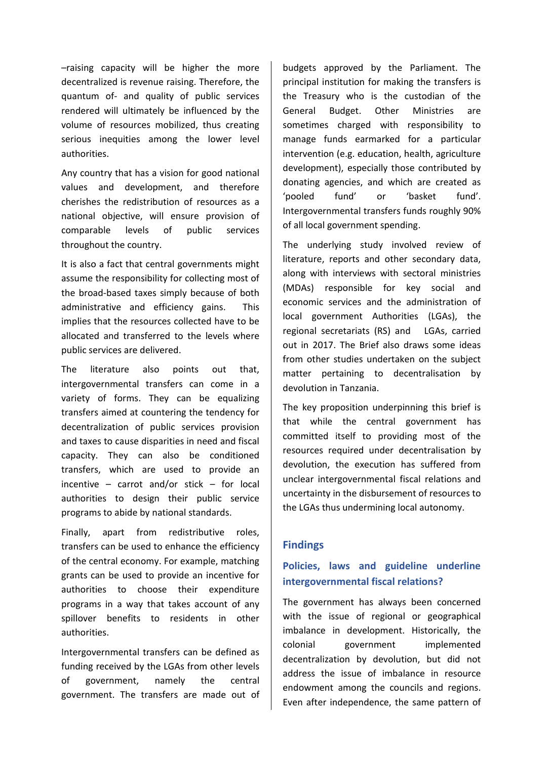–raising capacity will be higher the more decentralized is revenue raising. Therefore, the quantum of- and quality of public services rendered will ultimately be influenced by the volume of resources mobilized, thus creating serious inequities among the lower level authorities.

Any country that has a vision for good national values and development, and therefore cherishes the redistribution of resources as a national objective, will ensure provision of comparable levels of public services throughout the country.

It is also a fact that central governments might assume the responsibility for collecting most of the broad-based taxes simply because of both administrative and efficiency gains. This implies that the resources collected have to be allocated and transferred to the levels where public services are delivered.

The literature also points out that, intergovernmental transfers can come in a variety of forms. They can be equalizing transfers aimed at countering the tendency for decentralization of public services provision and taxes to cause disparities in need and fiscal capacity. They can also be conditioned transfers, which are used to provide an incentive – carrot and/or stick – for local authorities to design their public service programs to abide by national standards.

Finally, apart from redistributive roles, transfers can be used to enhance the efficiency of the central economy. For example, matching grants can be used to provide an incentive for authorities to choose their expenditure programs in a way that takes account of any spillover benefits to residents in other authorities.

Intergovernmental transfers can be defined as funding received by the LGAs from other levels of government, namely the central government. The transfers are made out of budgets approved by the Parliament. The principal institution for making the transfers is the Treasury who is the custodian of the General Budget. Other Ministries are sometimes charged with responsibility to manage funds earmarked for a particular intervention (e.g. education, health, agriculture development), especially those contributed by donating agencies, and which are created as 'pooled fund' or 'basket fund'. Intergovernmental transfers funds roughly 90% of all local government spending.

The underlying study involved review of literature, reports and other secondary data, along with interviews with sectoral ministries (MDAs) responsible for key social and economic services and the administration of local government Authorities (LGAs), the regional secretariats (RS) and LGAs, carried out in 2017. The Brief also draws some ideas from other studies undertaken on the subject matter pertaining to decentralisation by devolution in Tanzania.

The key proposition underpinning this brief is that while the central government has committed itself to providing most of the resources required under decentralisation by devolution, the execution has suffered from unclear intergovernmental fiscal relations and uncertainty in the disbursement of resources to the LGAs thus undermining local autonomy.

## Findings

### Policies, laws and guideline underline intergovernmental fiscal relations?

The government has always been concerned with the issue of regional or geographical imbalance in development. Historically, the colonial government implemented decentralization by devolution, but did not address the issue of imbalance in resource endowment among the councils and regions. Even after independence, the same pattern of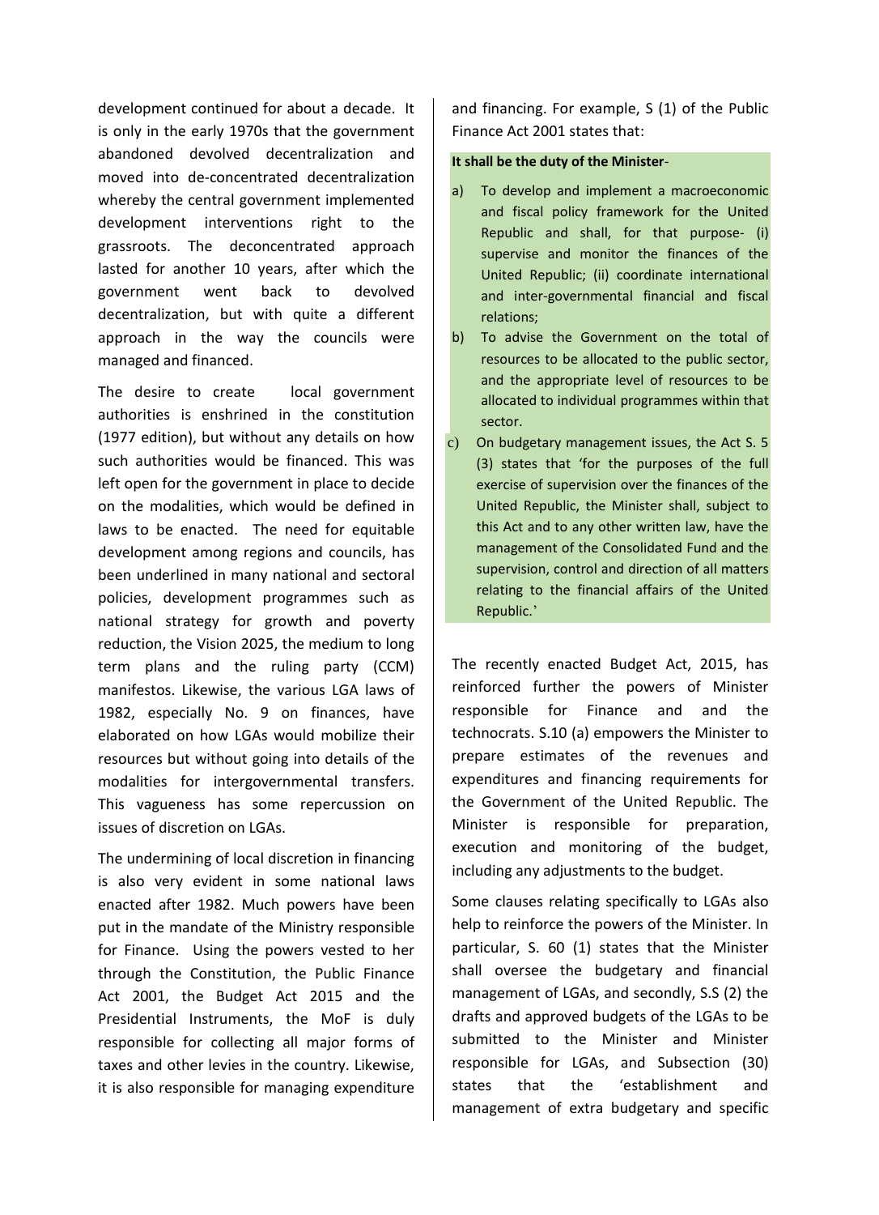development continued for about a decade. It is only in the early 1970s that the government abandoned devolved decentralization and moved into de-concentrated decentralization whereby the central government implemented development interventions right to the grassroots. The deconcentrated approach lasted for another 10 years, after which the government went back to devolved decentralization, but with quite a different approach in the way the councils were managed and financed.

The desire to create local government authorities is enshrined in the constitution (1977 edition), but without any details on how such authorities would be financed. This was left open for the government in place to decide on the modalities, which would be defined in laws to be enacted. The need for equitable development among regions and councils, has been underlined in many national and sectoral policies, development programmes such as national strategy for growth and poverty reduction, the Vision 2025, the medium to long term plans and the ruling party (CCM) manifestos. Likewise, the various LGA laws of 1982, especially No. 9 on finances, have elaborated on how LGAs would mobilize their resources but without going into details of the modalities for intergovernmental transfers. This vagueness has some repercussion on issues of discretion on LGAs.

The undermining of local discretion in financing is also very evident in some national laws enacted after 1982. Much powers have been put in the mandate of the Ministry responsible for Finance. Using the powers vested to her through the Constitution, the Public Finance Act 2001, the Budget Act 2015 and the Presidential Instruments, the MoF is duly responsible for collecting all major forms of taxes and other levies in the country. Likewise, it is also responsible for managing expenditure and financing. For example, S (1) of the Public Finance Act 2001 states that:

**It shall be the duty of the Minister**-

a) To develop and implement a macroeconomic and fiscal policy framework for the United Republic and shall, for that purpose- (i) supervise and monitor the finances of the United Republic; (ii) coordinate international and inter-governmental financial and fiscal relations;
b) To advise the Government on the total of resources to be allocated to the public sector, and the appropriate level of resources to be allocated to individual programmes within that sector.
c) On budgetary management issues, the Act S. 5 (3) states that 'for the purposes of the full exercise of supervision over the finances of the United Republic, the Minister shall, subject to this Act and to any other written law, have the management of the Consolidated Fund and the supervision, control and direction of all matters relating to the financial affairs of the United Republic.'

The recently enacted Budget Act, 2015, has reinforced further the powers of Minister responsible for Finance and and the technocrats. S.10 (a) empowers the Minister to prepare estimates of the revenues and expenditures and financing requirements for the Government of the United Republic. The Minister is responsible for preparation, execution and monitoring of the budget, including any adjustments to the budget.

Some clauses relating specifically to LGAs also help to reinforce the powers of the Minister. In particular, S. 60 (1) states that the Minister shall oversee the budgetary and financial management of LGAs, and secondly, S.S (2) the drafts and approved budgets of the LGAs to be submitted to the Minister and Minister responsible for LGAs, and Subsection (30) states that the 'establishment and management of extra budgetary and specific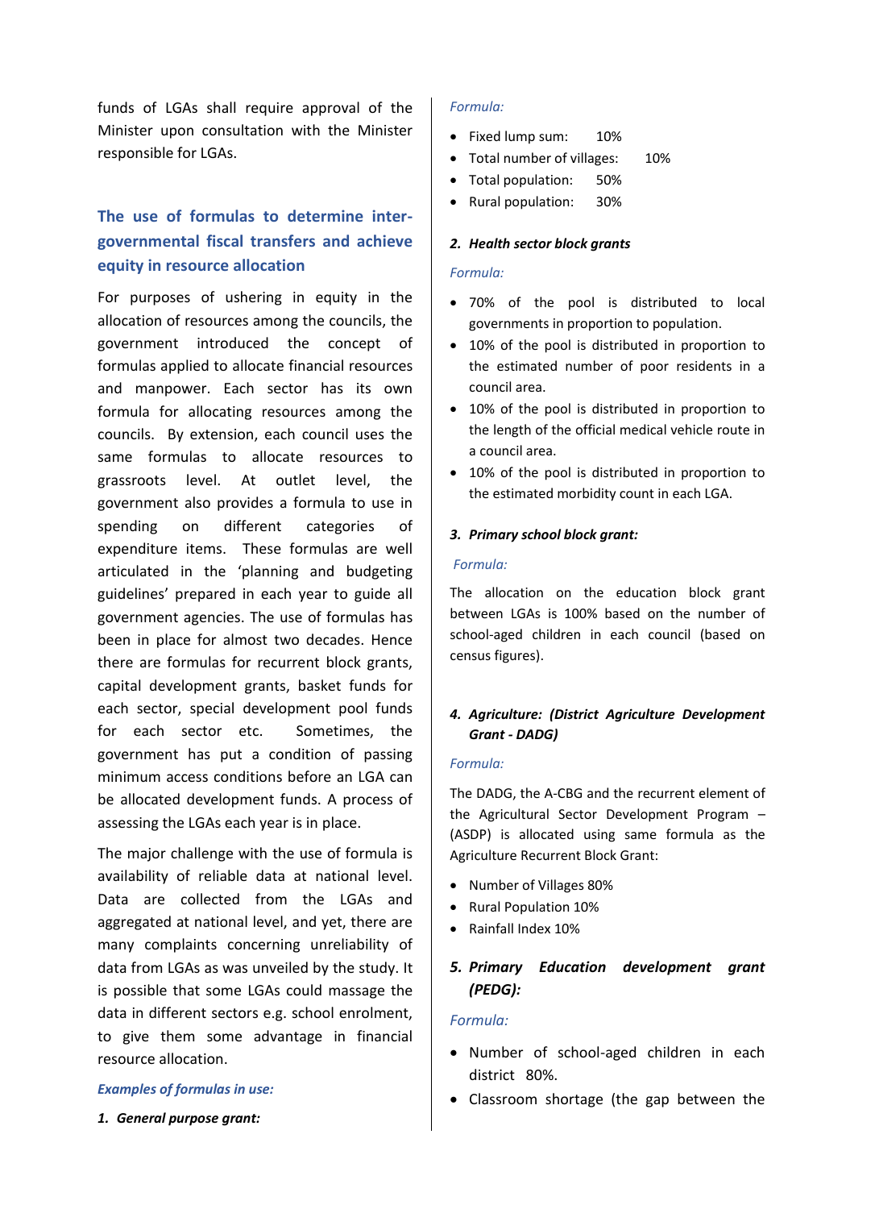funds of LGAs shall require approval of the Minister upon consultation with the Minister responsible for LGAs.

## The use of formulas to determine inter-governmental fiscal transfers and achieve equity in resource allocation

For purposes of ushering in equity in the allocation of resources among the councils, the government introduced the concept of formulas applied to allocate financial resources and manpower. Each sector has its own formula for allocating resources among the councils. By extension, each council uses the same formulas to allocate resources to grassroots level. At outlet level, the government also provides a formula to use in spending on different categories of expenditure items. These formulas are well articulated in the 'planning and budgeting guidelines' prepared in each year to guide all government agencies. The use of formulas has been in place for almost two decades. Hence there are formulas for recurrent block grants, capital development grants, basket funds for each sector, special development pool funds for each sector etc. Sometimes, the government has put a condition of passing minimum access conditions before an LGA can be allocated development funds. A process of assessing the LGAs each year is in place.

The major challenge with the use of formula is availability of reliable data at national level. Data are collected from the LGAs and aggregated at national level, and yet, there are many complaints concerning unreliability of data from LGAs as was unveiled by the study. It is possible that some LGAs could massage the data in different sectors e.g. school enrolment, to give them some advantage in financial resource allocation.

***Examples of formulas in use:***

1. ***General purpose grant:***

*Formula:*

- Fixed lump sum: 10%
- Total number of villages: 10%
- Total population: 50%
- Rural population: 30%

2. ***Health sector block grants***

*Formula:*

- 70% of the pool is distributed to local governments in proportion to population.
- 10% of the pool is distributed in proportion to the estimated number of poor residents in a council area.
- 10% of the pool is distributed in proportion to the length of the official medical vehicle route in a council area.
- 10% of the pool is distributed in proportion to the estimated morbidity count in each LGA.

3. ***Primary school block grant:***

*Formula:*

The allocation on the education block grant between LGAs is 100% based on the number of school-aged children in each council (based on census figures).

4. ***Agriculture: (District Agriculture Development Grant - DADG)***

*Formula:*

The DADG, the A-CBG and the recurrent element of the Agricultural Sector Development Program – (ASDP) is allocated using same formula as the Agriculture Recurrent Block Grant:

- Number of Villages 80%
- Rural Population 10%
- Rainfall Index 10%

5. ***Primary Education development grant (PEDG):***

*Formula:*

- Number of school-aged children in each district 80%.
- Classroom shortage (the gap between the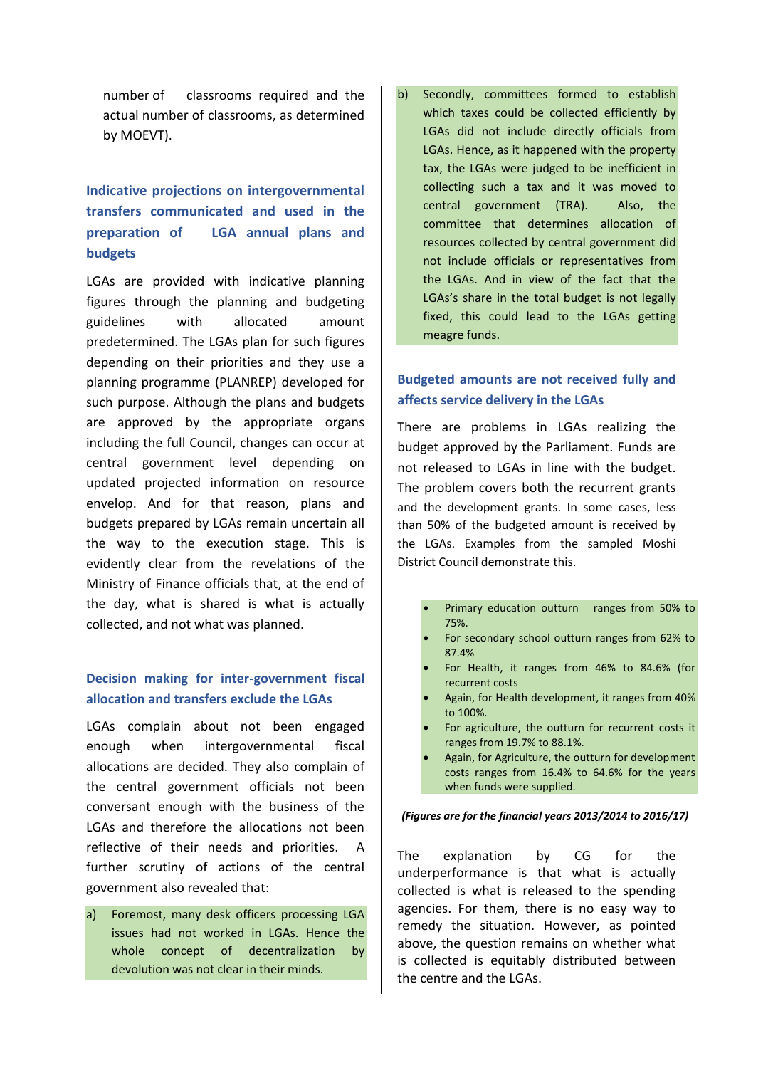number of classrooms required and the actual number of classrooms, as determined by MOEVT).

### Indicative projections on intergovernmental transfers communicated and used in the preparation of LGA annual plans and budgets

LGAs are provided with indicative planning figures through the planning and budgeting guidelines with allocated amount predetermined. The LGAs plan for such figures depending on their priorities and they use a planning programme (PLANREP) developed for such purpose. Although the plans and budgets are approved by the appropriate organs including the full Council, changes can occur at central government level depending on updated projected information on resource envelop. And for that reason, plans and budgets prepared by LGAs remain uncertain all the way to the execution stage. This is evidently clear from the revelations of the Ministry of Finance officials that, at the end of the day, what is shared is what is actually collected, and not what was planned.

### Decision making for inter-government fiscal allocation and transfers exclude the LGAs

LGAs complain about not been engaged enough when intergovernmental fiscal allocations are decided. They also complain of the central government officials not been conversant enough with the business of the LGAs and therefore the allocations not been reflective of their needs and priorities. A further scrutiny of actions of the central government also revealed that:

a) Foremost, many desk officers processing LGA issues had not worked in LGAs. Hence the whole concept of decentralization by devolution was not clear in their minds.

b) Secondly, committees formed to establish which taxes could be collected efficiently by LGAs did not include directly officials from LGAs. Hence, as it happened with the property tax, the LGAs were judged to be inefficient in collecting such a tax and it was moved to central government (TRA). Also, the committee that determines allocation of resources collected by central government did not include officials or representatives from the LGAs. And in view of the fact that the LGAs's share in the total budget is not legally fixed, this could lead to the LGAs getting meagre funds.

### Budgeted amounts are not received fully and affects service delivery in the LGAs

There are problems in LGAs realizing the budget approved by the Parliament. Funds are not released to LGAs in line with the budget. The problem covers both the recurrent grants and the development grants. In some cases, less than 50% of the budgeted amount is received by the LGAs. Examples from the sampled Moshi District Council demonstrate this.

- Primary education outturn ranges from 50% to 75%.
- For secondary school outturn ranges from 62% to 87.4%
- For Health, it ranges from 46% to 84.6% (for recurrent costs
- Again, for Health development, it ranges from 40% to 100%.
- For agriculture, the outturn for recurrent costs it ranges from 19.7% to 88.1%.
- Again, for Agriculture, the outturn for development costs ranges from 16.4% to 64.6% for the years when funds were supplied.

***(Figures are for the financial years 2013/2014 to 2016/17)***

The explanation by CG for the underperformance is that what is actually collected is what is released to the spending agencies. For them, there is no easy way to remedy the situation. However, as pointed above, the question remains on whether what is collected is equitably distributed between the centre and the LGAs.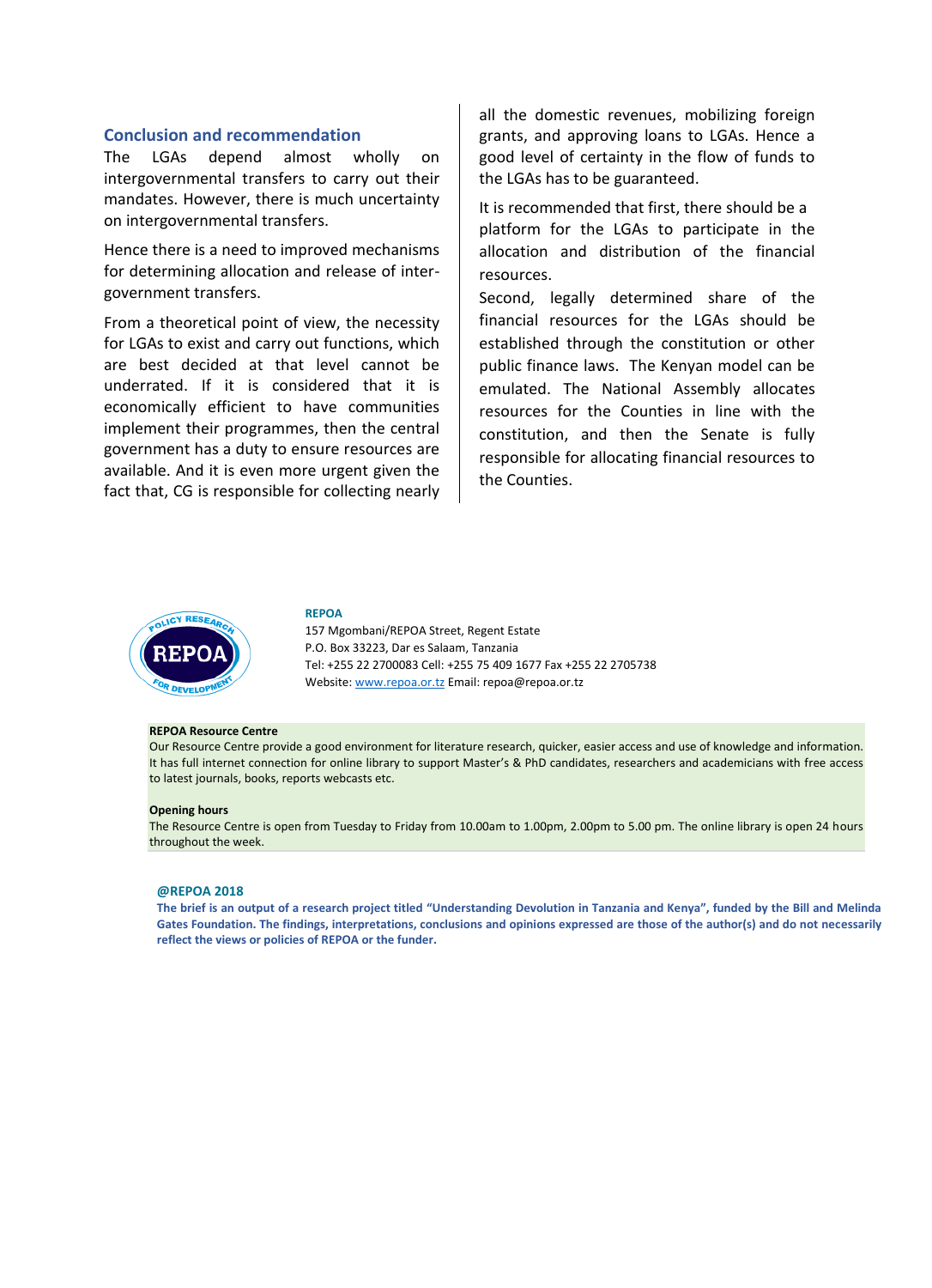## Conclusion and recommendation

The LGAs depend almost wholly on intergovernmental transfers to carry out their mandates. However, there is much uncertainty on intergovernmental transfers.

Hence there is a need to improved mechanisms for determining allocation and release of inter-government transfers.

From a theoretical point of view, the necessity for LGAs to exist and carry out functions, which are best decided at that level cannot be underrated. If it is considered that it is economically efficient to have communities implement their programmes, then the central government has a duty to ensure resources are available. And it is even more urgent given the fact that, CG is responsible for collecting nearly all the domestic revenues, mobilizing foreign grants, and approving loans to LGAs. Hence a good level of certainty in the flow of funds to the LGAs has to be guaranteed.

It is recommended that first, there should be a platform for the LGAs to participate in the allocation and distribution of the financial resources.

Second, legally determined share of the financial resources for the LGAs should be established through the constitution or other public finance laws. The Kenyan model can be emulated. The National Assembly allocates resources for the Counties in line with the constitution, and then the Senate is fully responsible for allocating financial resources to the Counties.

**REPOA**
157 Mgombani/REPOA Street, Regent Estate
P.O. Box 33223, Dar es Salaam, Tanzania
Tel: +255 22 2700083 Cell: +255 75 409 1677 Fax +255 22 2705738
Website: www.repoa.or.tz Email: repoa@repoa.or.tz

**REPOA Resource Centre**
Our Resource Centre provide a good environment for literature research, quicker, easier access and use of knowledge and information. It has full internet connection for online library to support Master's & PhD candidates, researchers and academicians with free access to latest journals, books, reports webcasts etc.

**Opening hours**
The Resource Centre is open from Tuesday to Friday from 10.00am to 1.00pm, 2.00pm to 5.00 pm. The online library is open 24 hours throughout the week.

**@REPOA 2018**
**The brief is an output of a research project titled "Understanding Devolution in Tanzania and Kenya", funded by the Bill and Melinda Gates Foundation. The findings, interpretations, conclusions and opinions expressed are those of the author(s) and do not necessarily reflect the views or policies of REPOA or the funder.**